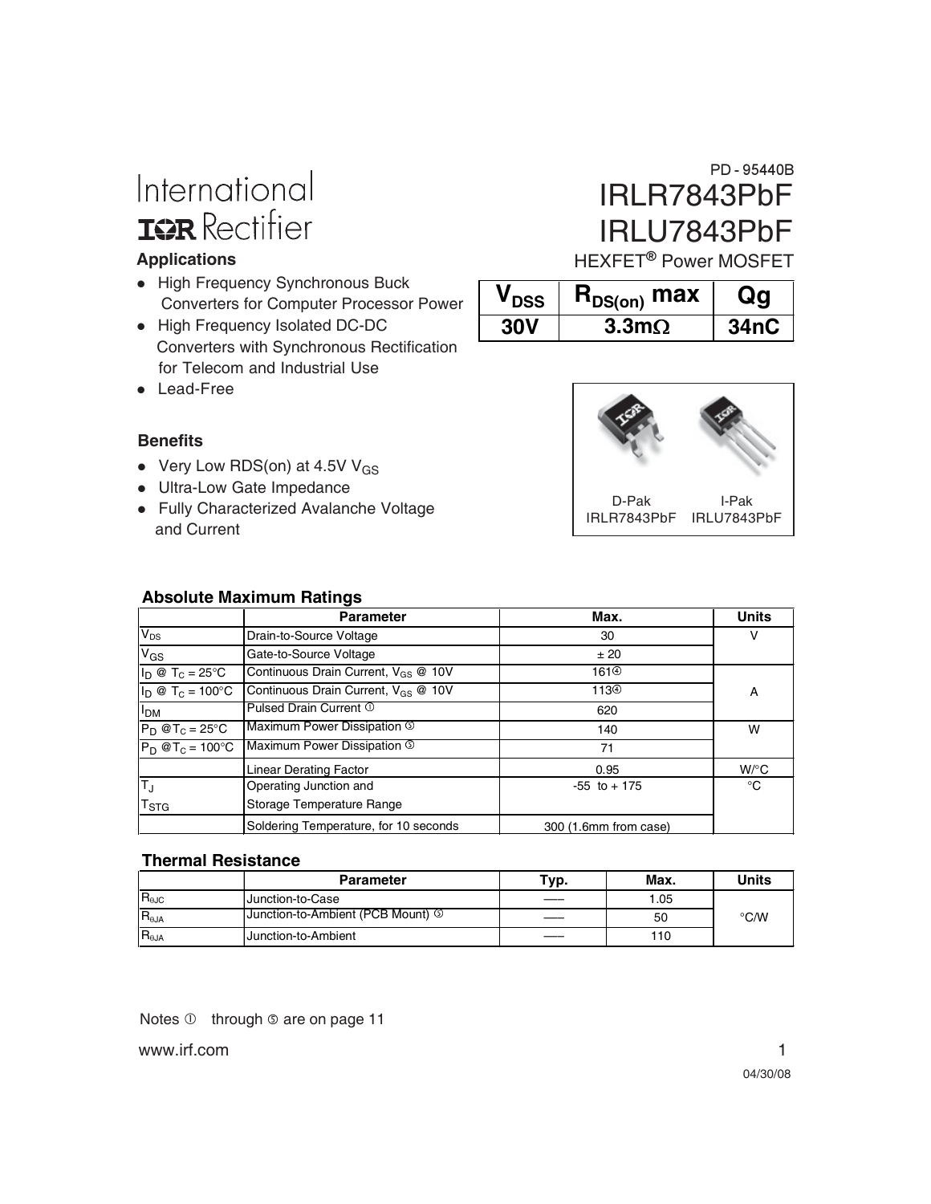International IOR Rectifier

PD - 95440B

# IRLR7843PbF
# IRLU7843PbF

HEXFET® Power MOSFET

## Applications

- High Frequency Synchronous Buck Converters for Computer Processor Power
- High Frequency Isolated DC-DC Converters with Synchronous Rectification for Telecom and Industrial Use
- Lead-Free

| $V_{DSS}$ | $R_{DS(on)}$ max | Qg |
|---|---|---|
| 30V | 3.3mΩ | 34nC |

## Benefits

- Very Low RDS(on) at 4.5V $V_{GS}$
- Ultra-Low Gate Impedance
- Fully Characterized Avalanche Voltage and Current

D-Pak IRLR7843PbF

I-Pak IRLU7843PbF

## Absolute Maximum Ratings

| | Parameter | Max. | Units |
|---|---|---|---|
| $V_{DS}$ | Drain-to-Source Voltage | 30 | V |
| $V_{GS}$ | Gate-to-Source Voltage | ± 20 | |
| $I_D$ @ $T_C$ = 25°C | Continuous Drain Current, $V_{GS}$ @ 10V | 161④ | A |
| $I_D$ @ $T_C$ = 100°C | Continuous Drain Current, $V_{GS}$ @ 10V | 113④ | |
| $I_{DM}$ | Pulsed Drain Current ① | 620 | |
| $P_D$ @$T_C$ = 25°C | Maximum Power Dissipation ⑤ | 140 | W |
| $P_D$ @$T_C$ = 100°C | Maximum Power Dissipation ⑤ | 71 | |
| | Linear Derating Factor | 0.95 | W/°C |
| $T_J$ / $T_{STG}$ | Operating Junction and Storage Temperature Range | -55 to + 175 | °C |
| | Soldering Temperature, for 10 seconds | 300 (1.6mm from case) | |

## Thermal Resistance

| | Parameter | Typ. | Max. | Units |
|---|---|---|---|---|
| $R_{\theta JC}$ | Junction-to-Case | ––– | 1.05 | °C/W |
| $R_{\theta JA}$ | Junction-to-Ambient (PCB Mount) ⑤ | ––– | 50 | |
| $R_{\theta JA}$ | Junction-to-Ambient | ––– | 110 | |

Notes ① through ⑤ are on page 11

www.irf.com

04/30/08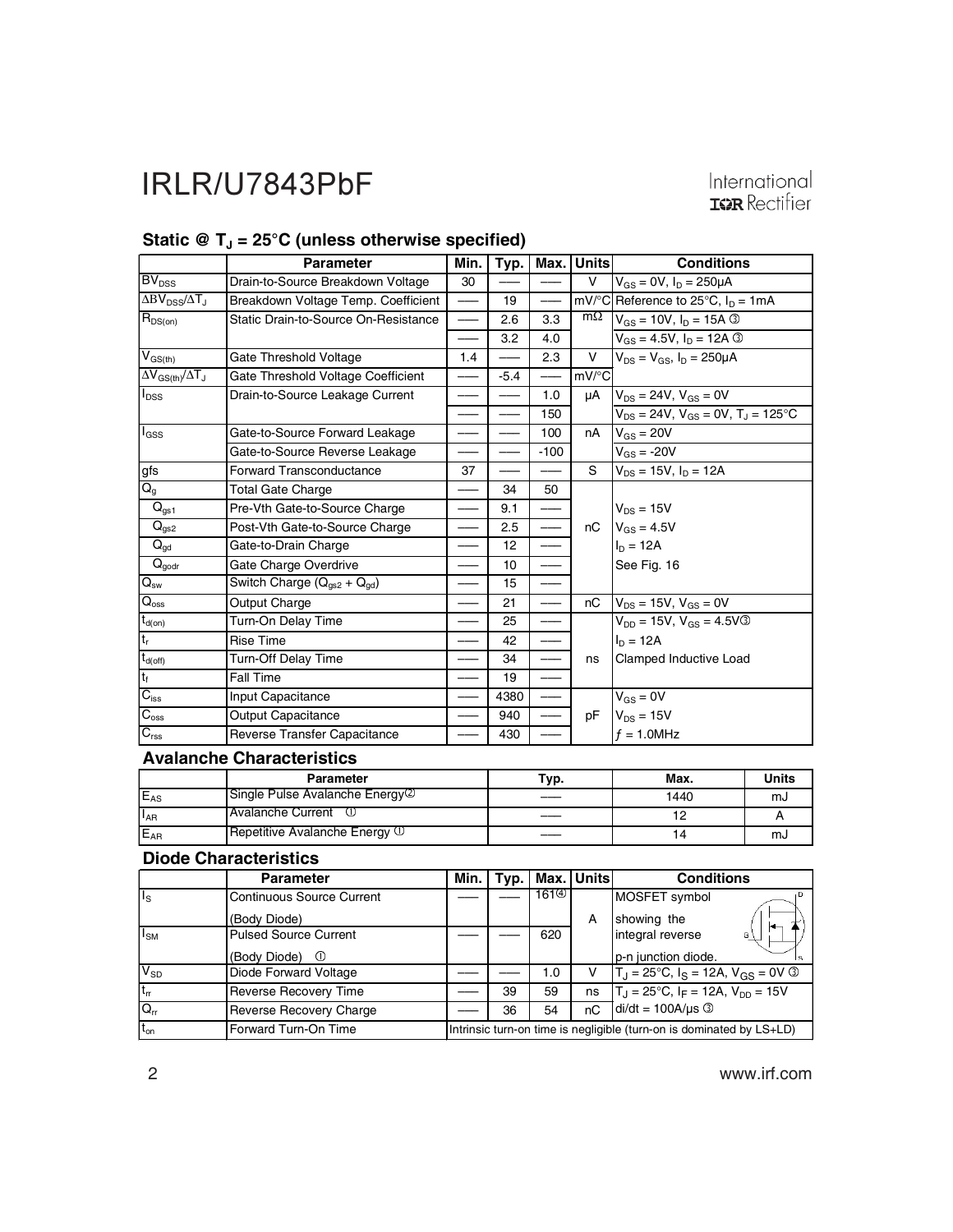## Static @ $T_J$ = 25°C (unless otherwise specified)

| | Parameter | Min. | Typ. | Max. | Units | Conditions |
|---|---|---|---|---|---|---|
| $BV_{DSS}$ | Drain-to-Source Breakdown Voltage | 30 | — | — | V | $V_{GS}$ = 0V, $I_D$ = 250μA |
| $\Delta BV_{DSS}/\Delta T_J$ | Breakdown Voltage Temp. Coefficient | — | 19 | — | mV/°C | Reference to 25°C, $I_D$ = 1mA |
| $R_{DS(on)}$ | Static Drain-to-Source On-Resistance | — | 2.6 | 3.3 | mΩ | $V_{GS}$ = 10V, $I_D$ = 15A ③ |
| | | — | 3.2 | 4.0 | | $V_{GS}$ = 4.5V, $I_D$ = 12A ③ |
| $V_{GS(th)}$ | Gate Threshold Voltage | 1.4 | — | 2.3 | V | $V_{DS}$ = $V_{GS}$, $I_D$ = 250μA |
| $\Delta V_{GS(th)}/\Delta T_J$ | Gate Threshold Voltage Coefficient | — | -5.4 | — | mV/°C | |
| $I_{DSS}$ | Drain-to-Source Leakage Current | — | — | 1.0 | μA | $V_{DS}$ = 24V, $V_{GS}$ = 0V |
| | | — | — | 150 | | $V_{DS}$ = 24V, $V_{GS}$ = 0V, $T_J$ = 125°C |
| $I_{GSS}$ | Gate-to-Source Forward Leakage | — | — | 100 | nA | $V_{GS}$ = 20V |
| | Gate-to-Source Reverse Leakage | — | — | -100 | | $V_{GS}$ = -20V |
| gfs | Forward Transconductance | 37 | — | — | S | $V_{DS}$ = 15V, $I_D$ = 12A |
| $Q_g$ | Total Gate Charge | — | 34 | 50 | | |
| $Q_{gs1}$ | Pre-Vth Gate-to-Source Charge | — | 9.1 | — | | $V_{DS}$ = 15V |
| $Q_{gs2}$ | Post-Vth Gate-to-Source Charge | — | 2.5 | — | nC | $V_{GS}$ = 4.5V |
| $Q_{gd}$ | Gate-to-Drain Charge | — | 12 | — | | $I_D$ = 12A |
| $Q_{godr}$ | Gate Charge Overdrive | — | 10 | — | | See Fig. 16 |
| $Q_{sw}$ | Switch Charge ($Q_{gs2}$ + $Q_{gd}$) | — | 15 | — | | |
| $Q_{oss}$ | Output Charge | — | 21 | — | nC | $V_{DS}$ = 15V, $V_{GS}$ = 0V |
| $t_{d(on)}$ | Turn-On Delay Time | — | 25 | — | | $V_{DD}$ = 15V, $V_{GS}$ = 4.5V③ |
| $t_r$ | Rise Time | — | 42 | — | | $I_D$ = 12A |
| $t_{d(off)}$ | Turn-Off Delay Time | — | 34 | — | ns | Clamped Inductive Load |
| $t_f$ | Fall Time | — | 19 | — | | |
| $C_{iss}$ | Input Capacitance | — | 4380 | — | | $V_{GS}$ = 0V |
| $C_{oss}$ | Output Capacitance | — | 940 | — | pF | $V_{DS}$ = 15V |
| $C_{rss}$ | Reverse Transfer Capacitance | — | 430 | — | | $f$ = 1.0MHz |

## Avalanche Characteristics

| | Parameter | Typ. | Max. | Units |
|---|---|---|---|---|
| $E_{AS}$ | Single Pulse Avalanche Energy② | — | 1440 | mJ |
| $I_{AR}$ | Avalanche Current ① | — | 12 | A |
| $E_{AR}$ | Repetitive Avalanche Energy ① | — | 14 | mJ |

## Diode Characteristics

| | Parameter | Min. | Typ. | Max. | Units | Conditions |
|---|---|---|---|---|---|---|
| $I_S$ | Continuous Source Current (Body Diode) | — | — | 161④ | A | MOSFET symbol showing the integral reverse p-n junction diode. |
| $I_{SM}$ | Pulsed Source Current (Body Diode) ① | — | — | 620 | | |
| $V_{SD}$ | Diode Forward Voltage | — | — | 1.0 | V | $T_J$ = 25°C, $I_S$ = 12A, $V_{GS}$ = 0V ③ |
| $t_{rr}$ | Reverse Recovery Time | — | 39 | 59 | ns | $T_J$ = 25°C, $I_F$ = 12A, $V_{DD}$ = 15V |
| $Q_{rr}$ | Reverse Recovery Charge | — | 36 | 54 | nC | di/dt = 100A/μs ③ |
| $t_{on}$ | Forward Turn-On Time | Intrinsic turn-on time is negligible (turn-on is dominated by LS+LD) | | | | |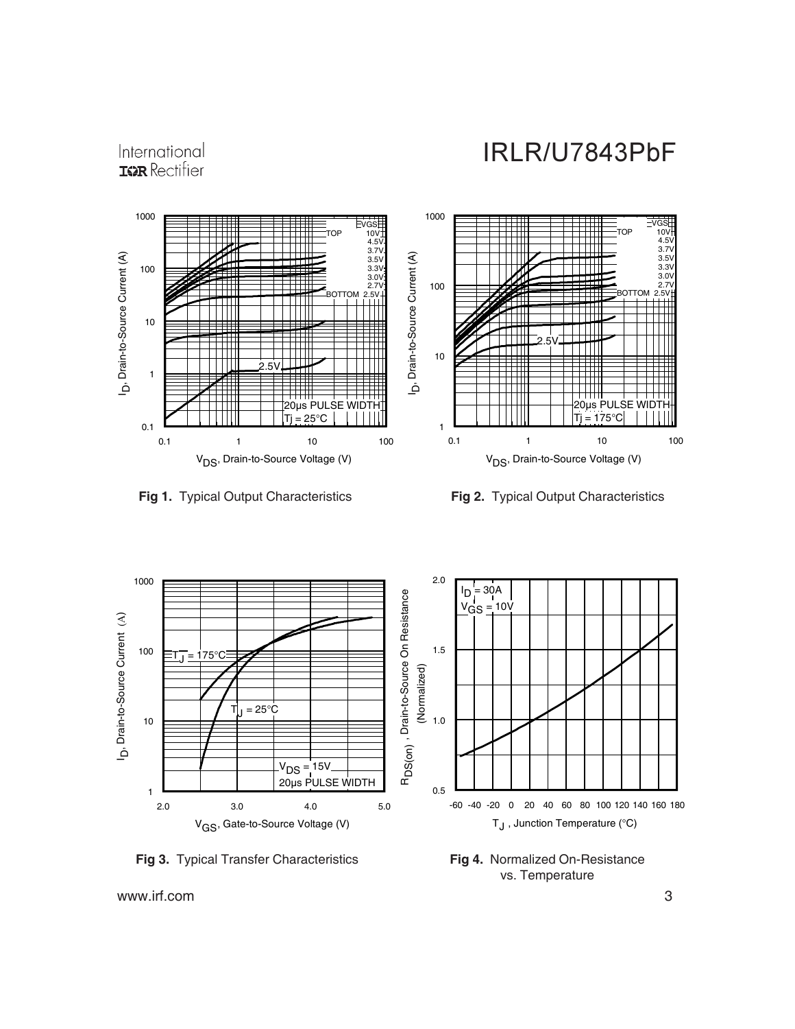**Fig 1.** Typical Output Characteristics

**Fig 2.** Typical Output Characteristics

**Fig 3.** Typical Transfer Characteristics

**Fig 4.** Normalized On-Resistance vs. Temperature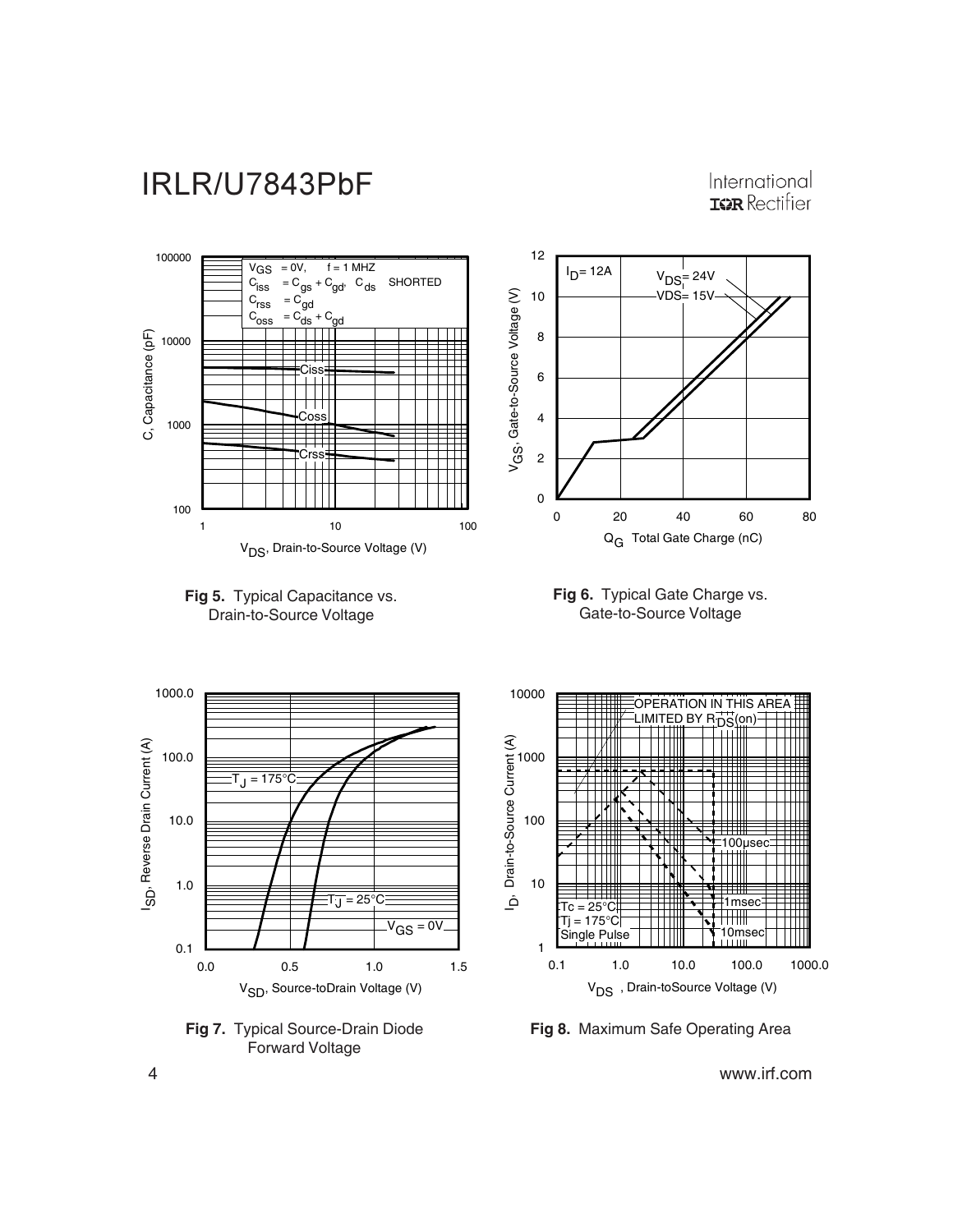**Fig 5.** Typical Capacitance vs. Drain-to-Source Voltage

**Fig 6.** Typical Gate Charge vs. Gate-to-Source Voltage

**Fig 7.** Typical Source-Drain Diode Forward Voltage

**Fig 8.** Maximum Safe Operating Area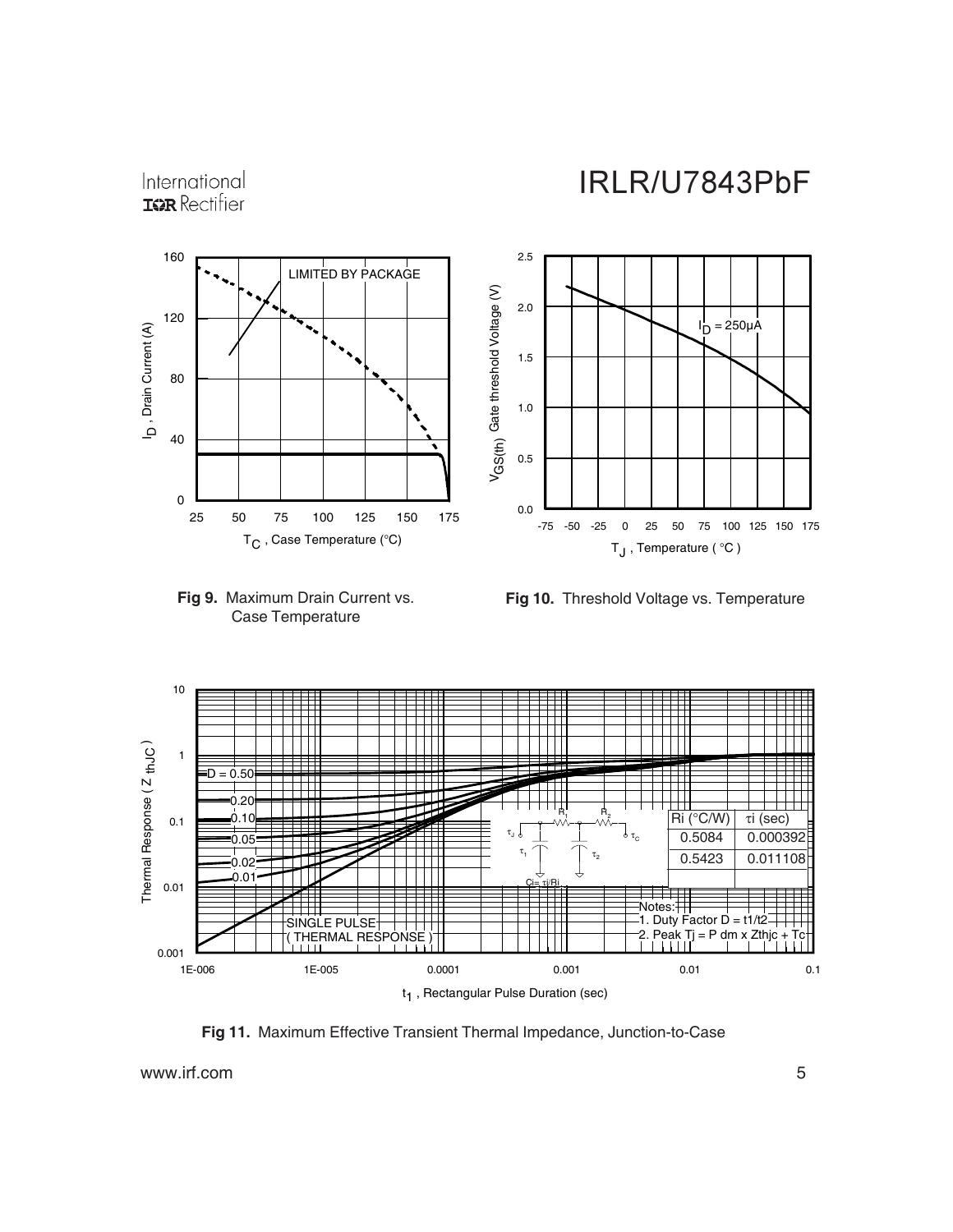Fig 9. Maximum Drain Current vs. Case Temperature

Fig 10. Threshold Voltage vs. Temperature

| Ri (°C/W) | τi (sec) |
|---|---|
| 0.5084 | 0.000392 |
| 0.5423 | 0.011108 |

Notes:
1. Duty Factor D = t1/t2
2. Peak Tj = P dm x Zthjc + Tc

Fig 11. Maximum Effective Transient Thermal Impedance, Junction-to-Case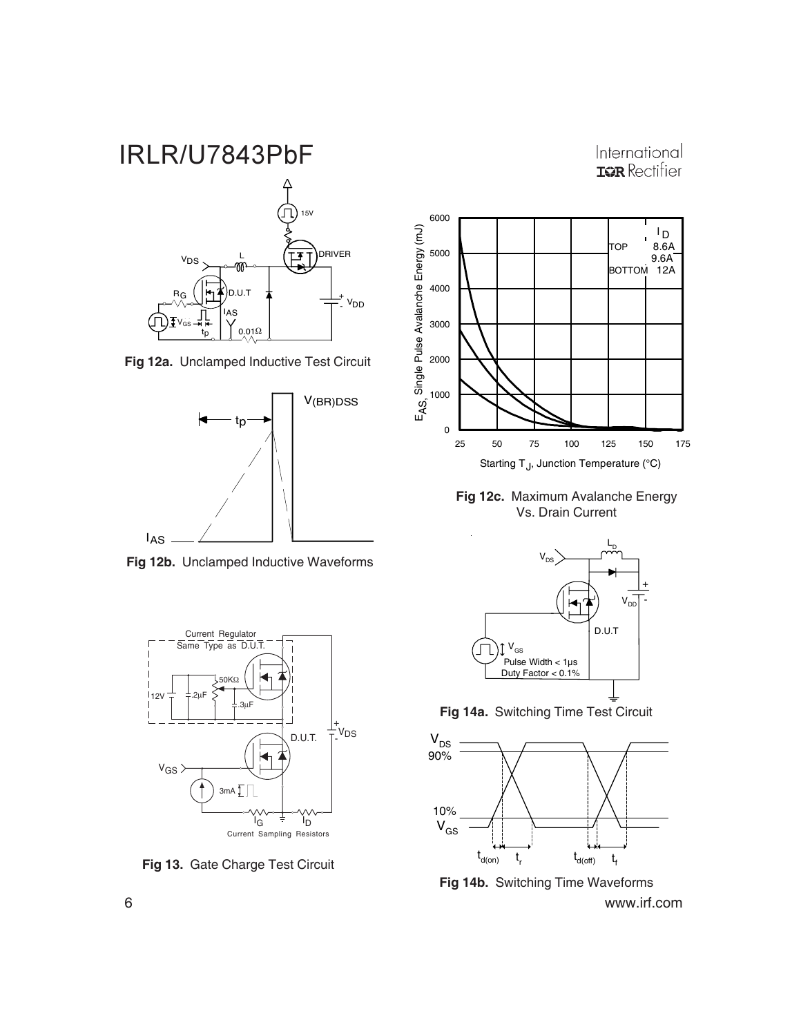**Fig 12a.** Unclamped Inductive Test Circuit

**Fig 12b.** Unclamped Inductive Waveforms

**Fig 12c.** Maximum Avalanche Energy Vs. Drain Current

**Fig 13.** Gate Charge Test Circuit

**Fig 14a.** Switching Time Test Circuit

**Fig 14b.** Switching Time Waveforms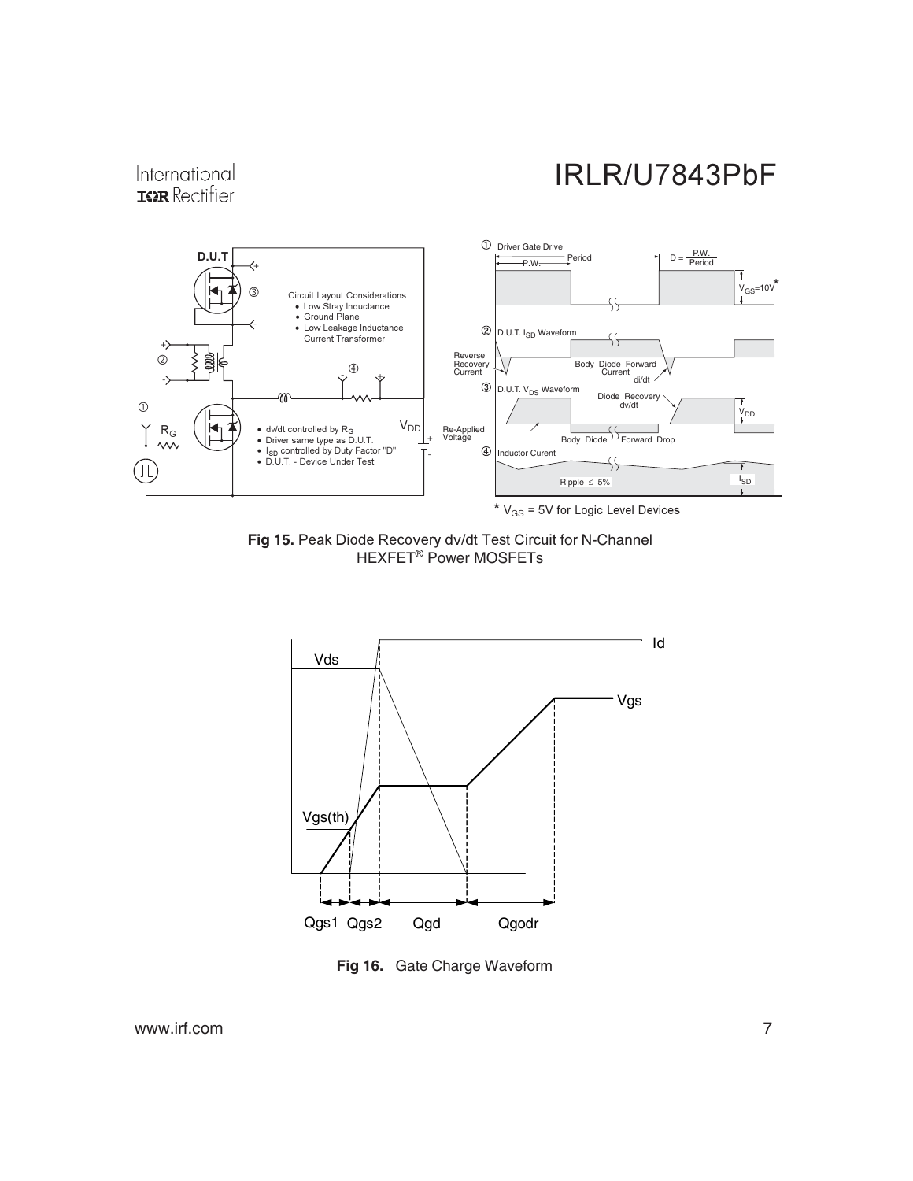**Fig 15.** Peak Diode Recovery dv/dt Test Circuit for N-Channel HEXFET® Power MOSFETs

**Fig 16.** Gate Charge Waveform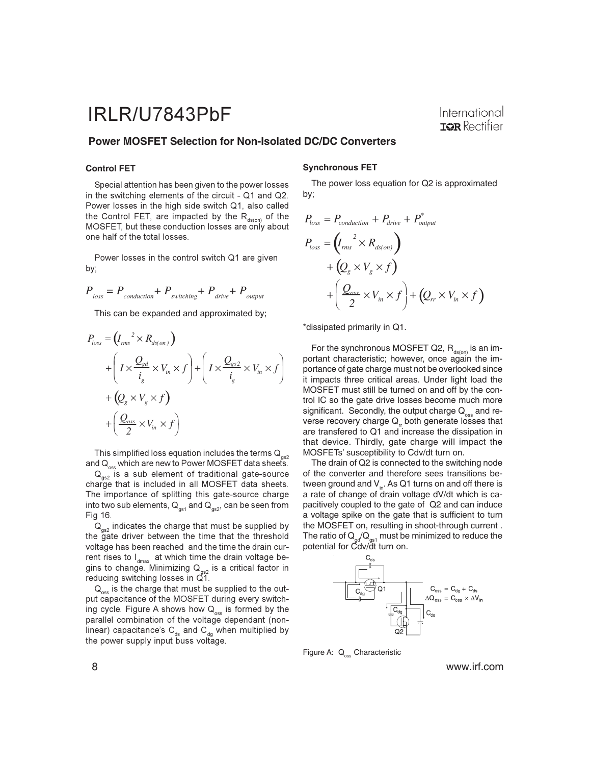## Power MOSFET Selection for Non-Isolated DC/DC Converters

### Control FET

Special attention has been given to the power losses in the switching elements of the circuit - Q1 and Q2. Power losses in the high side switch Q1, also called the Control FET, are impacted by the $R_{ds(on)}$ of the MOSFET, but these conduction losses are only about one half of the total losses.

Power losses in the control switch Q1 are given by;

$$P_{loss} = P_{conduction} + P_{switching} + P_{drive} + P_{output}$$

This can be expanded and approximated by;

$$
\begin{aligned}
P_{loss} = & \left( I_{rms}^{\ 2} \times R_{ds(on)} \right) \\
& + \left( I \times \frac{Q_{gd}}{i_g} \times V_{in} \times f \right) + \left( I \times \frac{Q_{gs2}}{i_g} \times V_{in} \times f \right) \\
& + \left( Q_g \times V_g \times f \right) \\
& + \left( \frac{Q_{oss}}{2} \times V_{in} \times f \right)
\end{aligned}
$$

This simplified loss equation includes the terms $Q_{gs2}$ and $Q_{oss}$ which are new to Power MOSFET data sheets.

$Q_{gs2}$ is a sub element of traditional gate-source charge that is included in all MOSFET data sheets. The importance of splitting this gate-source charge into two sub elements, $Q_{gs1}$ and $Q_{gs2}$, can be seen from Fig 16.

$Q_{gs2}$ indicates the charge that must be supplied by the gate driver between the time that the threshold voltage has been reached and the time the drain current rises to $I_{dmax}$ at which time the drain voltage begins to change. Minimizing $Q_{gs2}$ is a critical factor in reducing switching losses in Q1.

$Q_{oss}$ is the charge that must be supplied to the output capacitance of the MOSFET during every switching cycle. Figure A shows how $Q_{oss}$ is formed by the parallel combination of the voltage dependant (non-linear) capacitance's $C_{ds}$ and $C_{dg}$ when multiplied by the power supply input buss voltage.

### Synchronous FET

The power loss equation for Q2 is approximated by;

$$P_{loss} = P_{conduction} + P_{drive} + P_{output}^{*}$$

$$
\begin{aligned}
P_{loss} = & \left( I_{rms}^{\ 2} \times R_{ds(on)} \right) \\
& + \left( Q_g \times V_g \times f \right) \\
& + \left( \frac{Q_{oss}}{2} \times V_{in} \times f \right) + \left( Q_{rr} \times V_{in} \times f \right)
\end{aligned}
$$

*dissipated primarily in Q1.

For the synchronous MOSFET Q2, $R_{ds(on)}$ is an important characteristic; however, once again the importance of gate charge must not be overlooked since it impacts three critical areas. Under light load the MOSFET must still be turned on and off by the control IC so the gate drive losses become much more significant. Secondly, the output charge $Q_{oss}$ and reverse recovery charge $Q_{rr}$ both generate losses that are transfered to Q1 and increase the dissipation in that device. Thirdly, gate charge will impact the MOSFETs' susceptibility to Cdv/dt turn on.

The drain of Q2 is connected to the switching node of the converter and therefore sees transitions between ground and $V_{in}$. As Q1 turns on and off there is a rate of change of drain voltage dV/dt which is capacitively coupled to the gate of Q2 and can induce a voltage spike on the gate that is sufficient to turn the MOSFET on, resulting in shoot-through current. The ratio of $Q_{gd}/Q_{gs1}$ must be minimized to reduce the potential for Cdv/dt turn on.

$C_{oss} = C_{dg} + C_{ds}$

$\Delta Q_{oss} = C_{oss} \times \Delta V_{in}$

Figure A: $Q_{oss}$ Characteristic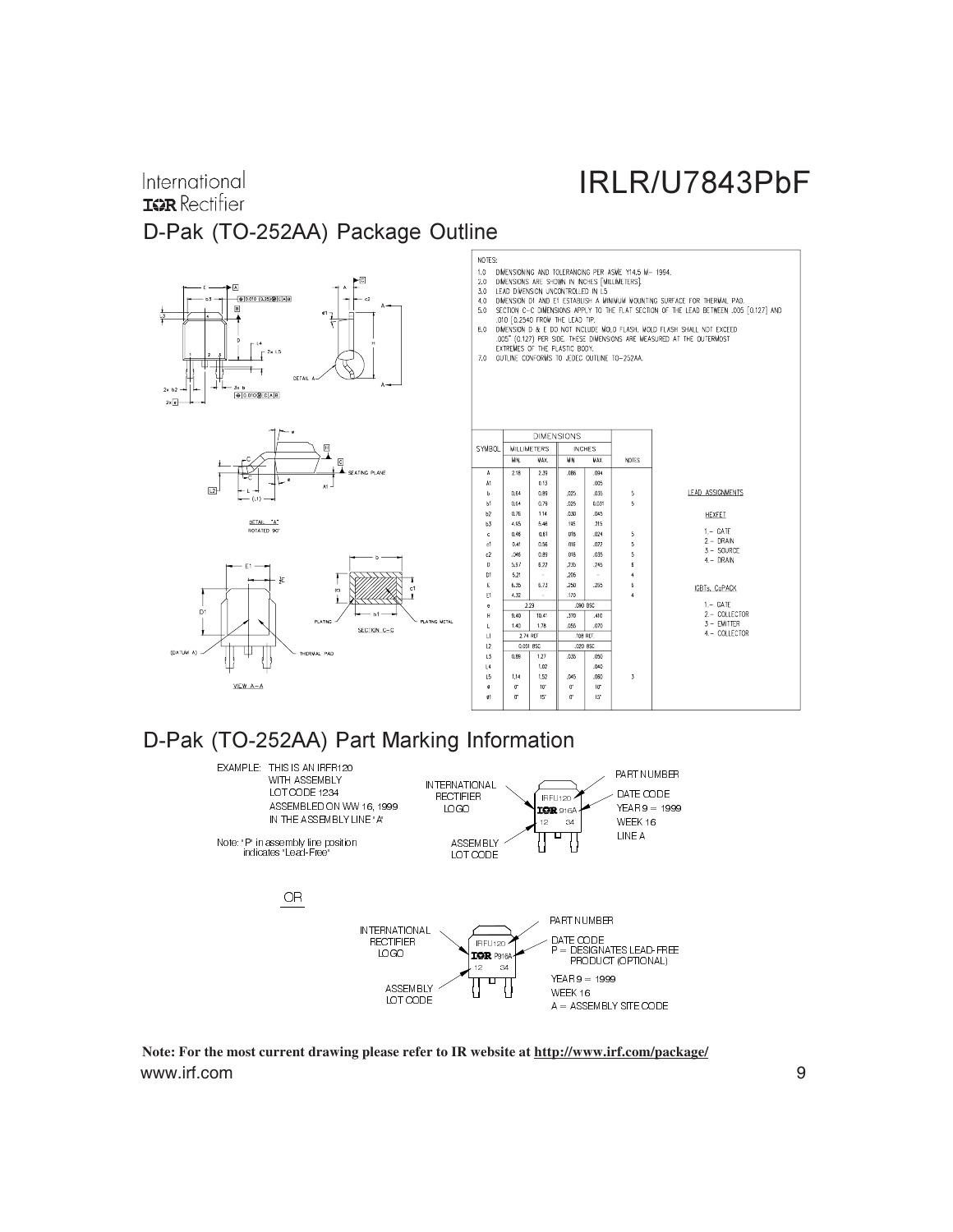## D-Pak (TO-252AA) Package Outline

NOTES:

1.0 DIMENSIONING AND TOLERANCING PER ASME Y14.5 M- 1994.
2.0 DIMENSIONS ARE SHOWN IN INCHES [MILLIMETERS].
3.0 LEAD DIMENSION UNCONTROLLED IN L5.
4.0 DIMENSION D1 AND E1 ESTABLISH A MINIMUM MOUNTING SURFACE FOR THERMAL PAD.
5.0 SECTION C-C DIMENSIONS APPLY TO THE FLAT SECTION OF THE LEAD BETWEEN .005 [0.127] AND .010 [0.2540] FROM THE LEAD TIP.
6.0 DIMENSION D & E DO NOT INCLUDE MOLD FLASH. MOLD FLASH SHALL NOT EXCEED .005" (0.127) PER SIDE. THESE DIMENSIONS ARE MEASURED AT THE OUTERMOST EXTREMES OF THE PLASTIC BODY.
7.0 OUTLINE CONFORMS TO JEDEC OUTLINE TO-252AA.

| SYMBOL | DIMENSIONS MILLIMETERS | | DIMENSIONS INCHES | | NOTES |
|---|---|---|---|---|---|
| | MIN. | MAX. | MIN. | MAX. | |
| A | 2.18 | 2.39 | .086 | .094 | |
| A1 | - | 0.13 | - | .005 | |
| b | 0.64 | 0.89 | .025 | .035 | 5 |
| b1 | 0.64 | 0.79 | .025 | 0.031 | 5 |
| b2 | 0.76 | 1.14 | .030 | .045 | |
| b3 | 4.95 | 5.46 | .195 | .215 | |
| c | 0.46 | 0.61 | .018 | .024 | 5 |
| c1 | 0.41 | 0.56 | .016 | .022 | 5 |
| c2 | .046 | 0.89 | .018 | .035 | 5 |
| D | 5.97 | 6.22 | .235 | .245 | 6 |
| D1 | 5.21 | - | .205 | - | 4 |
| E | 6.35 | 6.73 | .250 | .265 | 6 |
| E1 | 4.32 | - | .170 | - | 4 |
| e | 2.29 | | .090 BSC | | |
| H | 9.40 | 10.41 | .370 | .410 | |
| L | 1.40 | 1.78 | .055 | .070 | |
| L1 | 2.74 REF | | .108 REF | | |
| L2 | 0.051 BSC | | .020 BSC | | |
| L3 | 0.89 | 1.27 | .035 | .050 | |
| L4 | - | 1.02 | - | .040 | |
| L5 | 1.14 | 1.52 | .045 | .060 | 3 |
| ø | 0° | 10° | 0° | 10° | |
| ø1 | 0° | 15° | 0° | 15° | |

LEAD ASSIGNMENTS

HEXFET

1.- GATE
2.- DRAIN
3.- SOURCE
4.- DRAIN

IGBTs, CoPACK

1.- GATE
2.- COLLECTOR
3.- EMITTER
4.- COLLECTOR

## D-Pak (TO-252AA) Part Marking Information

EXAMPLE: THIS IS AN IRFR120 WITH ASSEMBLY LOT CODE 1234 ASSEMBLED ON WW 16, 1999 IN THE ASSEMBLY LINE "A"

Note: "P" in assembly line position indicates "Lead-Free"

INTERNATIONAL RECTIFIER LOGO — IRFU120 — 916A — 12 34 — ASSEMBLY LOT CODE

PART NUMBER
DATE CODE
YEAR 9 = 1999
WEEK 16
LINE A

OR

INTERNATIONAL RECTIFIER LOGO — IRFU120 — P916A — 12 34 — ASSEMBLY LOT CODE

PART NUMBER
DATE CODE
P = DESIGNATES LEAD-FREE PRODUCT (OPTIONAL)
YEAR 9 = 1999
WEEK 16
A = ASSEMBLY SITE CODE

**Note: For the most current drawing please refer to IR website at http://www.irf.com/package/**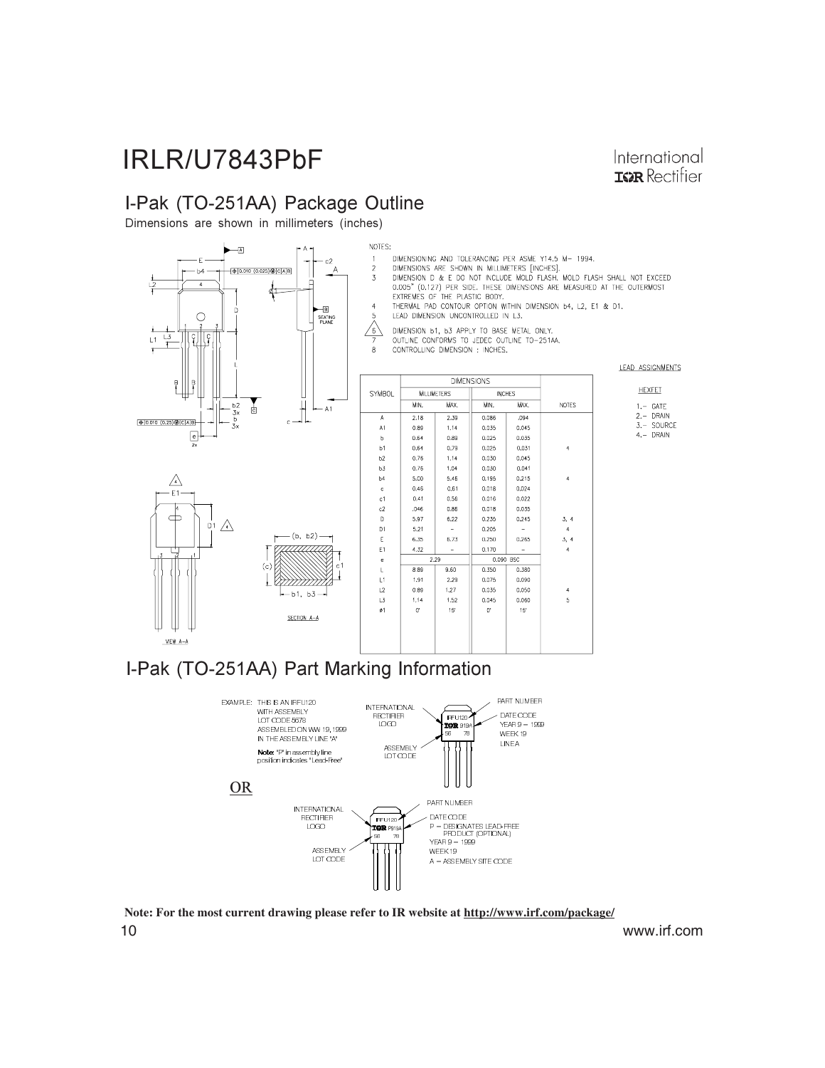## I-Pak (TO-251AA) Package Outline

Dimensions are shown in millimeters (inches)

NOTES:

1. DIMENSIONING AND TOLERANCING PER ASME Y14.5 M- 1994.
2. DIMENSIONS ARE SHOWN IN MILLIMETERS [INCHES].
3. DIMENSION D & E DO NOT INCLUDE MOLD FLASH. MOLD FLASH SHALL NOT EXCEED 0.005" (0.127) PER SIDE. THESE DIMENSIONS ARE MEASURED AT THE OUTERMOST EXTREMES OF THE PLASTIC BODY.
4. THERMAL PAD CONTOUR OPTION WITHIN DIMENSION b4, L2, E1 & D1.
5. LEAD DIMENSION UNCONTROLLED IN L3.
6. DIMENSION b1, b3 APPLY TO BASE METAL ONLY.
7. OUTLINE CONFORMS TO JEDEC OUTLINE TO-251AA.
8. CONTROLLING DIMENSION : INCHES.

| SYMBOL | DIMENSIONS | | | | NOTES |
|---|---|---|---|---|---|
| | MILLIMETERS | | INCHES | | |
| | MIN. | MAX. | MIN. | MAX. | |
| A | 2.18 | 2.39 | 0.086 | .094 | |
| A1 | 0.89 | 1.14 | 0.035 | 0.045 | |
| b | 0.64 | 0.89 | 0.025 | 0.035 | |
| b1 | 0.64 | 0.79 | 0.025 | 0.031 | 4 |
| b2 | 0.76 | 1.14 | 0.030 | 0.045 | |
| b3 | 0.76 | 1.04 | 0.030 | 0.041 | |
| b4 | 5.00 | 5.46 | 0.195 | 0.215 | 4 |
| c | 0.46 | 0.61 | 0.018 | 0.024 | |
| c1 | 0.41 | 0.56 | 0.016 | 0.022 | |
| c2 | .046 | 0.86 | 0.018 | 0.035 | |
| D | 5.97 | 6.22 | 0.235 | 0.245 | 3, 4 |
| D1 | 5.21 | – | 0.205 | – | 4 |
| E | 6.35 | 6.73 | 0.250 | 0.265 | 3, 4 |
| E1 | 4.32 | – | 0.170 | – | 4 |
| e | 2.29 | | 0.090 BSC | | |
| L | 8.89 | 9.60 | 0.350 | 0.380 | |
| L1 | 1.91 | 2.29 | 0.075 | 0.090 | |
| L2 | 0.89 | 1.27 | 0.035 | 0.050 | 4 |
| L3 | 1.14 | 1.52 | 0.045 | 0.060 | 5 |
| ø1 | 0° | 15° | 0° | 15° | |

LEAD ASSIGNMENTS

HEXFET

1.- GATE
2.- DRAIN
3.- SOURCE
4.- DRAIN

SECTION A–A

VIEW A–A

## I-Pak (TO-251AA) Part Marking Information

EXAMPLE: THIS IS AN IRFU120 WITH ASSEMBLY LOT CODE 5678 ASSEMBLED ON WW 19, 1999 IN THE ASSEMBLY LINE "A"

**Note**: "P" in assembly line position indicates "Lead-Free"

INTERNATIONAL RECTIFIER LOGO — ASSEMBLY LOT CODE — PART NUMBER — DATE CODE YEAR 9 = 1999 WEEK 19 LINE A

OR

INTERNATIONAL RECTIFIER LOGO — ASSEMBLY LOT CODE — PART NUMBER — DATE CODE P = DESIGNATES LEAD-FREE PRODUCT (OPTIONAL) YEAR 9 = 1999 WEEK 19 A = ASSEMBLY SITE CODE

**Note: For the most current drawing please refer to IR website at http://www.irf.com/package/**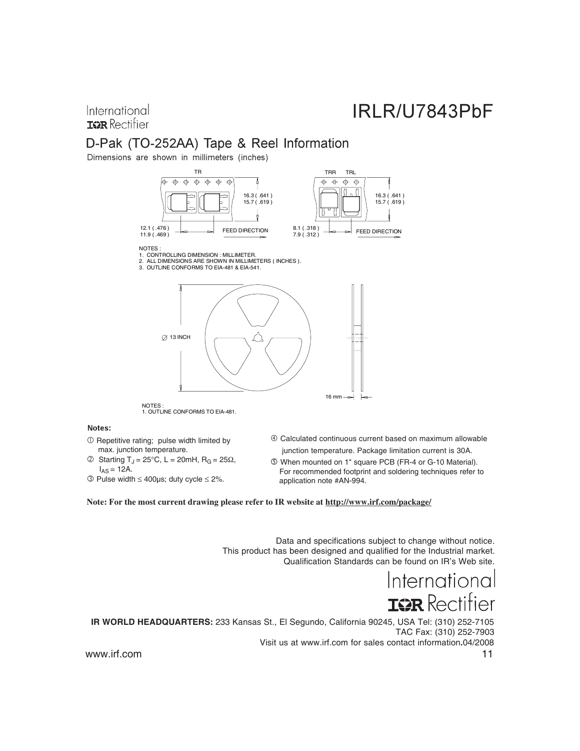## D-Pak (TO-252AA) Tape & Reel Information

Dimensions are shown in millimeters (inches)

TR

16.3 ( .641 )
15.7 ( .619 )

12.1 ( .476 )
11.9 ( .469 )

FEED DIRECTION

TRR TRL

16.3 ( .641 )
15.7 ( .619 )

8.1 ( .318 )
7.9 ( .312 )

FEED DIRECTION

NOTES :
1. CONTROLLING DIMENSION : MILLIMETER.
2. ALL DIMENSIONS ARE SHOWN IN MILLIMETERS ( INCHES ).
3. OUTLINE CONFORMS TO EIA-481 & EIA-541.

∅ 13 INCH

16 mm

NOTES :
1. OUTLINE CONFORMS TO EIA-481.

**Notes:**

① Repetitive rating; pulse width limited by max. junction temperature.

② Starting $T_J$ = 25°C, L = 20mH, $R_G$ = 25Ω, $I_{AS}$ = 12A.

③ Pulse width ≤ 400μs; duty cycle ≤ 2%.

④ Calculated continuous current based on maximum allowable junction temperature. Package limitation current is 30A.

⑤ When mounted on 1" square PCB (FR-4 or G-10 Material). For recommended footprint and soldering techniques refer to application note #AN-994.

**Note: For the most current drawing please refer to IR website at http://www.irf.com/package/**

Data and specifications subject to change without notice.
This product has been designed and qualified for the Industrial market.
Qualification Standards can be found on IR's Web site.

International
IOR Rectifier

**IR WORLD HEADQUARTERS:** 233 Kansas St., El Segundo, California 90245, USA Tel: (310) 252-7105
TAC Fax: (310) 252-7903
Visit us at www.irf.com for sales contact information.04/2008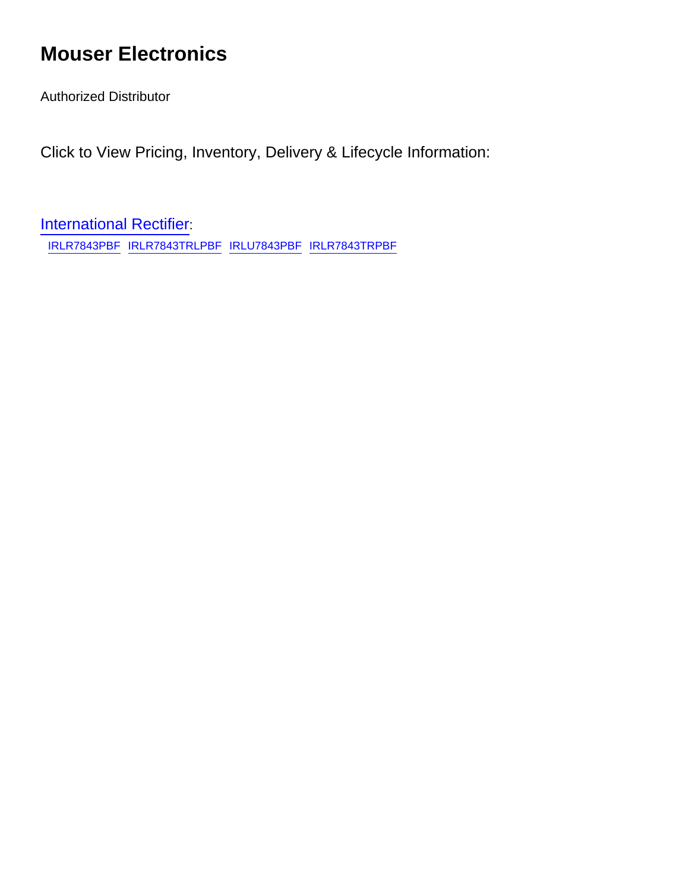# Mouser Electronics

Authorized Distributor

Click to View Pricing, Inventory, Delivery & Lifecycle Information:

International Rectifier:

IRLR7843PBF IRLR7843TRLPBF IRLU7843PBF IRLR7843TRPBF